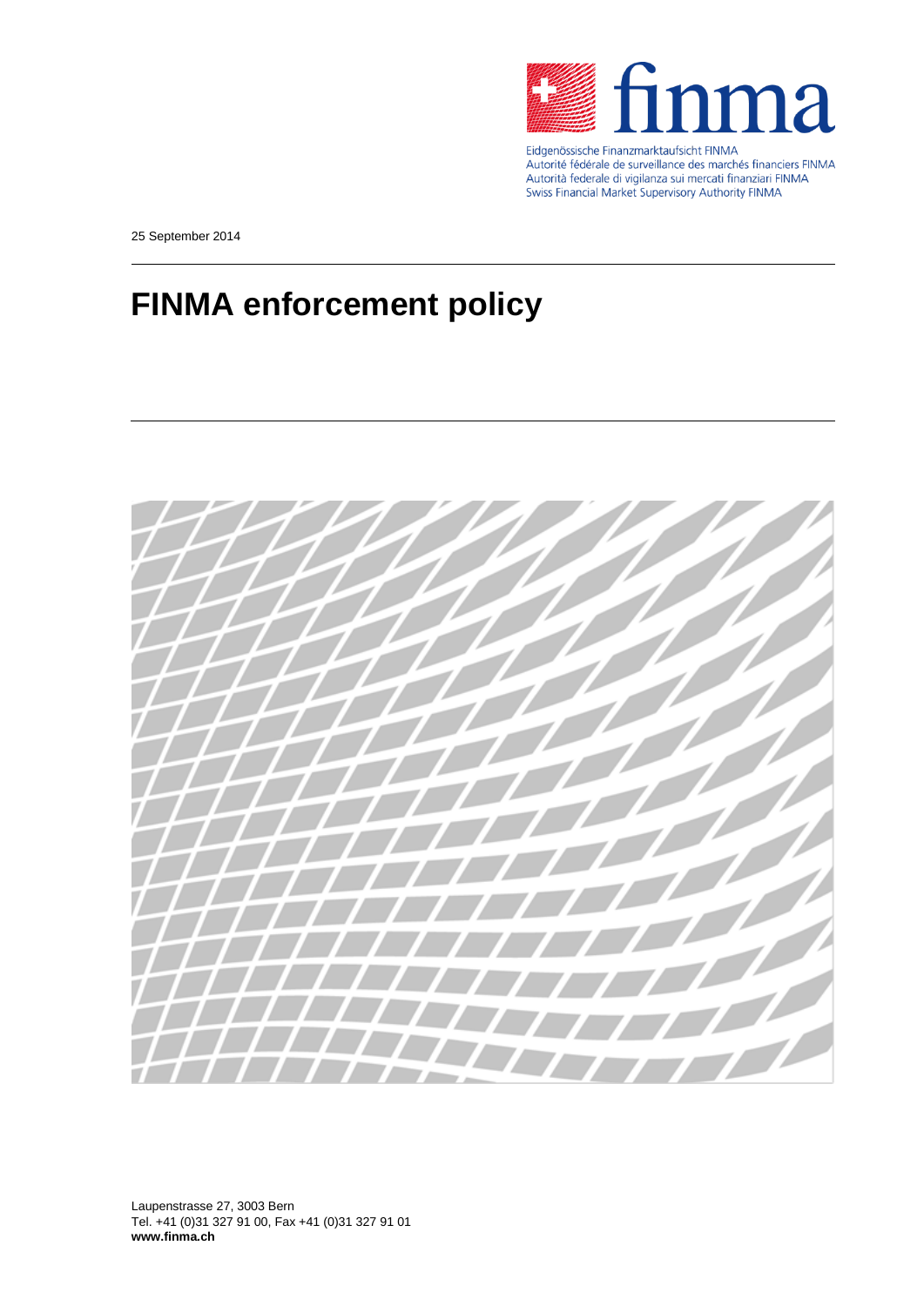Eidgenössische Finanzmarktaufsicht FINMA
Autorité fédérale de surveillance des marchés financiers FINMA
Autorità federale di vigilanza sui mercati finanziari FINMA
Swiss Financial Market Supervisory Authority FINMA

25 September 2014

# FINMA enforcement policy

Laupenstrasse 27, 3003 Bern
Tel. +41 (0)31 327 91 00, Fax +41 (0)31 327 91 01
**www.finma.ch**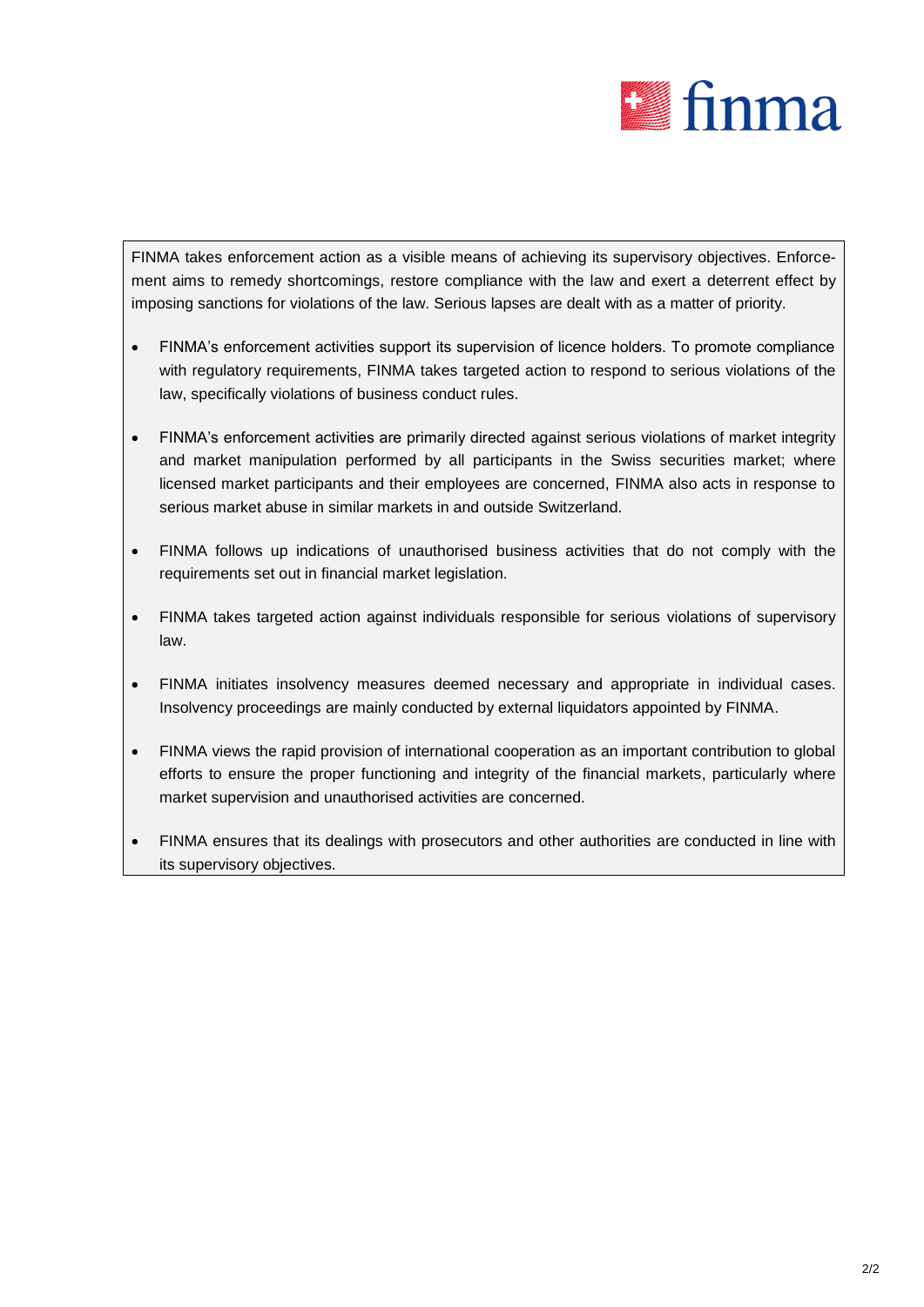FINMA takes enforcement action as a visible means of achieving its supervisory objectives. Enforcement aims to remedy shortcomings, restore compliance with the law and exert a deterrent effect by imposing sanctions for violations of the law. Serious lapses are dealt with as a matter of priority.

- FINMA's enforcement activities support its supervision of licence holders. To promote compliance with regulatory requirements, FINMA takes targeted action to respond to serious violations of the law, specifically violations of business conduct rules.

- FINMA's enforcement activities are primarily directed against serious violations of market integrity and market manipulation performed by all participants in the Swiss securities market; where licensed market participants and their employees are concerned, FINMA also acts in response to serious market abuse in similar markets in and outside Switzerland.

- FINMA follows up indications of unauthorised business activities that do not comply with the requirements set out in financial market legislation.

- FINMA takes targeted action against individuals responsible for serious violations of supervisory law.

- FINMA initiates insolvency measures deemed necessary and appropriate in individual cases. Insolvency proceedings are mainly conducted by external liquidators appointed by FINMA.

- FINMA views the rapid provision of international cooperation as an important contribution to global efforts to ensure the proper functioning and integrity of the financial markets, particularly where market supervision and unauthorised activities are concerned.

- FINMA ensures that its dealings with prosecutors and other authorities are conducted in line with its supervisory objectives.